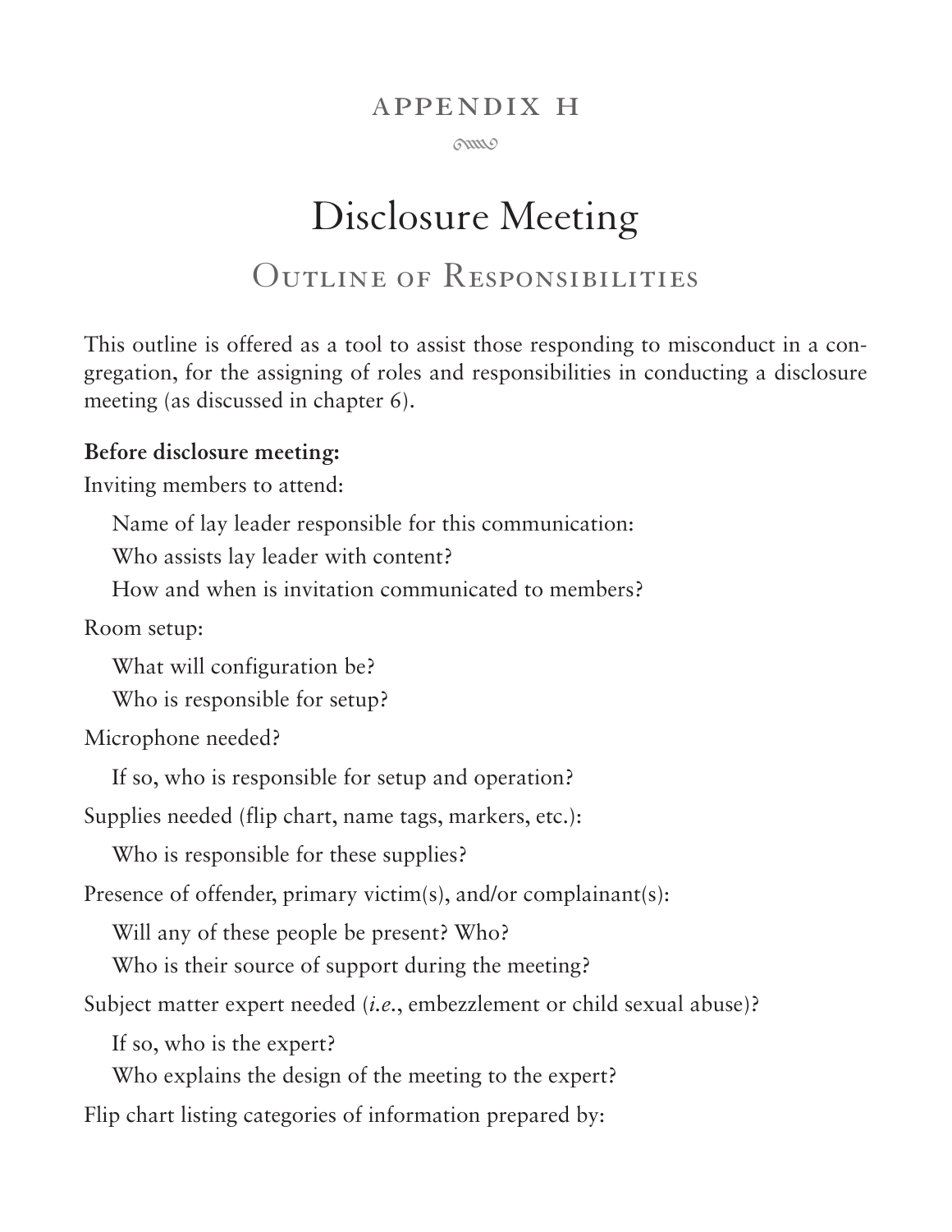# APPENDIX H

# Disclosure Meeting

## Outline of Responsibilities

This outline is offered as a tool to assist those responding to misconduct in a congregation, for the assigning of roles and responsibilities in conducting a disclosure meeting (as discussed in chapter 6).

**Before disclosure meeting:**

Inviting members to attend:

- Name of lay leader responsible for this communication:
- Who assists lay leader with content?
- How and when is invitation communicated to members?

Room setup:

- What will configuration be?
- Who is responsible for setup?

Microphone needed?

- If so, who is responsible for setup and operation?

Supplies needed (flip chart, name tags, markers, etc.):

- Who is responsible for these supplies?

Presence of offender, primary victim(s), and/or complainant(s):

- Will any of these people be present? Who?
- Who is their source of support during the meeting?

Subject matter expert needed (*i.e.*, embezzlement or child sexual abuse)?

- If so, who is the expert?
- Who explains the design of the meeting to the expert?

Flip chart listing categories of information prepared by: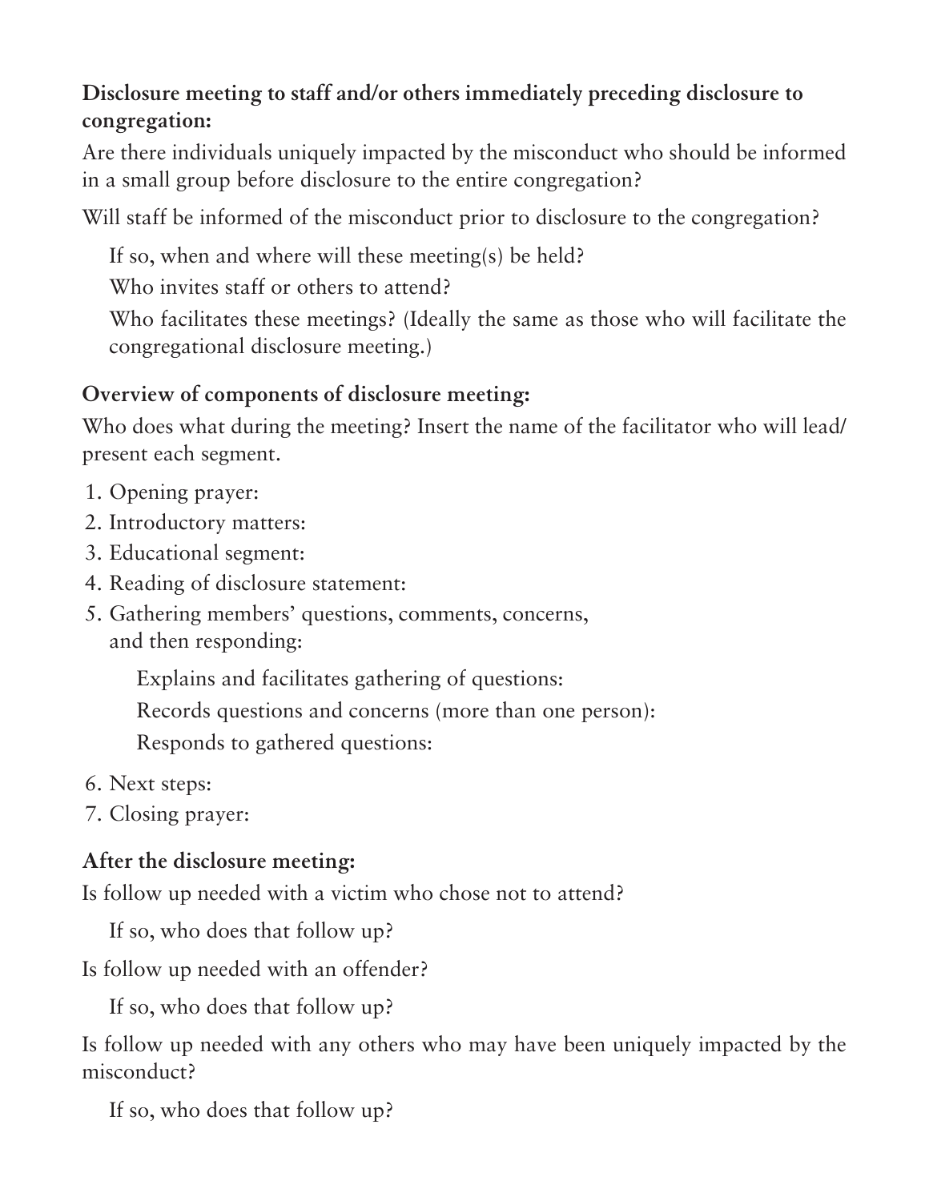**Disclosure meeting to staff and/or others immediately preceding disclosure to congregation:**

Are there individuals uniquely impacted by the misconduct who should be informed in a small group before disclosure to the entire congregation?

Will staff be informed of the misconduct prior to disclosure to the congregation?

If so, when and where will these meeting(s) be held?

Who invites staff or others to attend?

Who facilitates these meetings? (Ideally the same as those who will facilitate the congregational disclosure meeting.)

**Overview of components of disclosure meeting:**

Who does what during the meeting? Insert the name of the facilitator who will lead/present each segment.

1. Opening prayer:
2. Introductory matters:
3. Educational segment:
4. Reading of disclosure statement:
5. Gathering members' questions, comments, concerns, and then responding:

   Explains and facilitates gathering of questions:

   Records questions and concerns (more than one person):

   Responds to gathered questions:

6. Next steps:
7. Closing prayer:

**After the disclosure meeting:**

Is follow up needed with a victim who chose not to attend?

If so, who does that follow up?

Is follow up needed with an offender?

If so, who does that follow up?

Is follow up needed with any others who may have been uniquely impacted by the misconduct?

If so, who does that follow up?